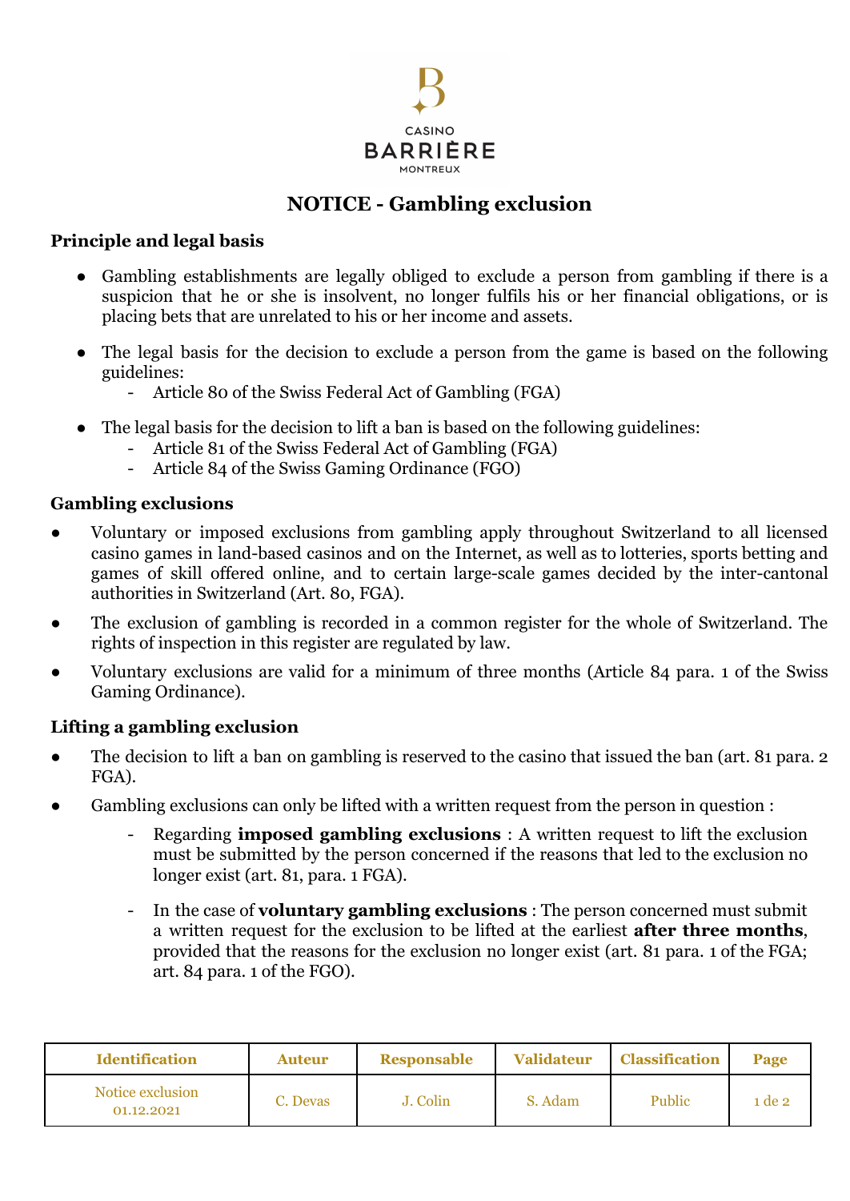CASINO BARRIÈRE MONTREUX

# NOTICE - Gambling exclusion

### Principle and legal basis

- Gambling establishments are legally obliged to exclude a person from gambling if there is a suspicion that he or she is insolvent, no longer fulfils his or her financial obligations, or is placing bets that are unrelated to his or her income and assets.
- The legal basis for the decision to exclude a person from the game is based on the following guidelines:
  - Article 80 of the Swiss Federal Act of Gambling (FGA)
- The legal basis for the decision to lift a ban is based on the following guidelines:
  - Article 81 of the Swiss Federal Act of Gambling (FGA)
  - Article 84 of the Swiss Gaming Ordinance (FGO)

### Gambling exclusions

- Voluntary or imposed exclusions from gambling apply throughout Switzerland to all licensed casino games in land-based casinos and on the Internet, as well as to lotteries, sports betting and games of skill offered online, and to certain large-scale games decided by the inter-cantonal authorities in Switzerland (Art. 80, FGA).
- The exclusion of gambling is recorded in a common register for the whole of Switzerland. The rights of inspection in this register are regulated by law.
- Voluntary exclusions are valid for a minimum of three months (Article 84 para. 1 of the Swiss Gaming Ordinance).

### Lifting a gambling exclusion

- The decision to lift a ban on gambling is reserved to the casino that issued the ban (art. 81 para. 2 FGA).
- Gambling exclusions can only be lifted with a written request from the person in question :
  - Regarding **imposed gambling exclusions** : A written request to lift the exclusion must be submitted by the person concerned if the reasons that led to the exclusion no longer exist (art. 81, para. 1 FGA).
  - In the case of **voluntary gambling exclusions** : The person concerned must submit a written request for the exclusion to be lifted at the earliest **after three months**, provided that the reasons for the exclusion no longer exist (art. 81 para. 1 of the FGA; art. 84 para. 1 of the FGO).

| Identification | Auteur | Responsable | Validateur | Classification | Page |
|---|---|---|---|---|---|
| Notice exclusion 01.12.2021 | C. Devas | J. Colin | S. Adam | Public | 1 de 2 |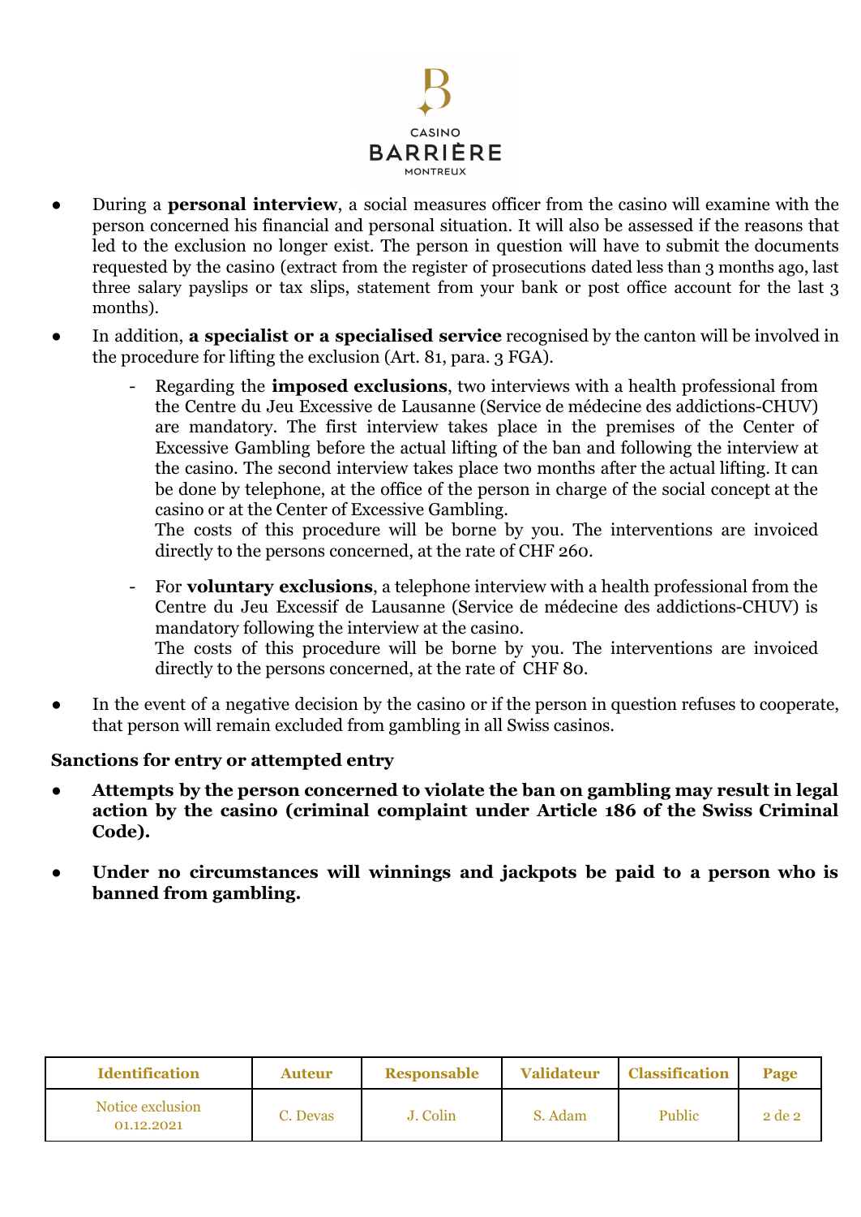- During a **personal interview**, a social measures officer from the casino will examine with the person concerned his financial and personal situation. It will also be assessed if the reasons that led to the exclusion no longer exist. The person in question will have to submit the documents requested by the casino (extract from the register of prosecutions dated less than 3 months ago, last three salary payslips or tax slips, statement from your bank or post office account for the last 3 months).
- In addition, **a specialist or a specialised service** recognised by the canton will be involved in the procedure for lifting the exclusion (Art. 81, para. 3 FGA).
  - Regarding the **imposed exclusions**, two interviews with a health professional from the Centre du Jeu Excessive de Lausanne (Service de médecine des addictions-CHUV) are mandatory. The first interview takes place in the premises of the Center of Excessive Gambling before the actual lifting of the ban and following the interview at the casino. The second interview takes place two months after the actual lifting. It can be done by telephone, at the office of the person in charge of the social concept at the casino or at the Center of Excessive Gambling.
    The costs of this procedure will be borne by you. The interventions are invoiced directly to the persons concerned, at the rate of CHF 260.
  - For **voluntary exclusions**, a telephone interview with a health professional from the Centre du Jeu Excessif de Lausanne (Service de médecine des addictions-CHUV) is mandatory following the interview at the casino.
    The costs of this procedure will be borne by you. The interventions are invoiced directly to the persons concerned, at the rate of CHF 80.
- In the event of a negative decision by the casino or if the person in question refuses to cooperate, that person will remain excluded from gambling in all Swiss casinos.

**Sanctions for entry or attempted entry**

- **Attempts by the person concerned to violate the ban on gambling may result in legal action by the casino (criminal complaint under Article 186 of the Swiss Criminal Code).**
- **Under no circumstances will winnings and jackpots be paid to a person who is banned from gambling.**